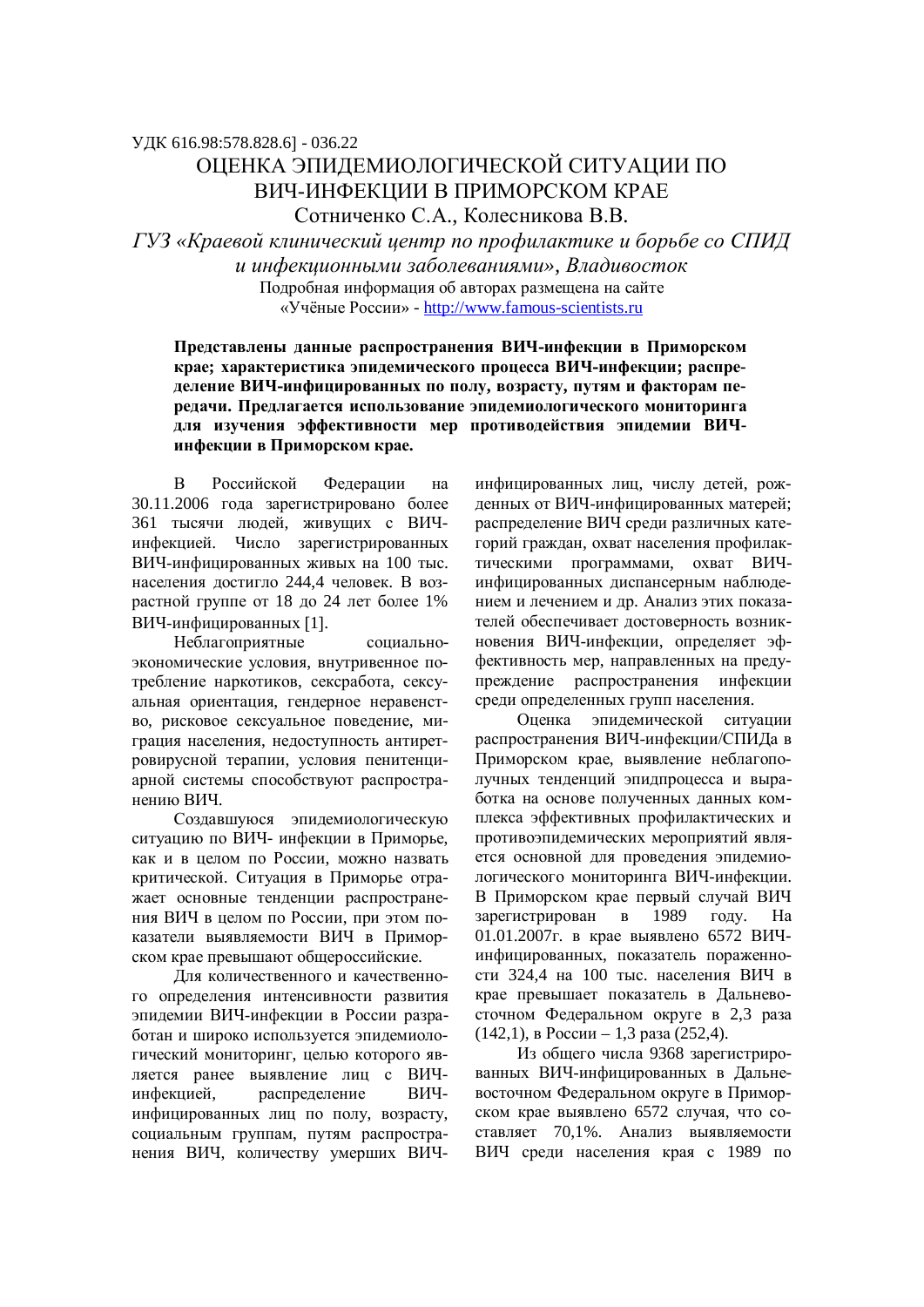УДК 616.98:578.828.6] - 036.22

# ОЦЕНКА ЭПИДЕМИОЛОГИЧЕСКОЙ СИТУАЦИИ ПО ВИЧ-ИНФЕКЦИИ В ПРИМОРСКОМ КРАЕ

Сотниченко С.А., Колесникова В.В.

*ГУЗ «Краевой клинический центр по профилактике и борьбе со СПИД и инфекционными заболеваниями», Владивосток*

Подробная информация об авторах размещена на сайте «Учёные России» - http://www.famous-scientists.ru

**Представлены данные распространения ВИЧ-инфекции в Приморском крае; характеристика эпидемического процесса ВИЧ-инфекции; распределение ВИЧ-инфицированных по полу, возрасту, путям и факторам передачи. Предлагается использование эпидемиологического мониторинга для изучения эффективности мер противодействия эпидемии ВИЧ-инфекции в Приморском крае.**

В Российской Федерации на 30.11.2006 года зарегистрировано более 361 тысячи людей, живущих с ВИЧ-инфекцией. Число зарегистрированных ВИЧ-инфицированных живых на 100 тыс. населения достигло 244,4 человек. В возрастной группе от 18 до 24 лет более 1% ВИЧ-инфицированных [1].

Неблагоприятные социально-экономические условия, внутривенное потребление наркотиков, сексработа, сексуальная ориентация, гендерное неравенство, рисковое сексуальное поведение, миграция населения, недоступность антиретровирусной терапии, условия пенитенциарной системы способствуют распространению ВИЧ.

Создавшуюся эпидемиологическую ситуацию по ВИЧ- инфекции в Приморье, как и в целом по России, можно назвать критической. Ситуация в Приморье отражает основные тенденции распространения ВИЧ в целом по России, при этом показатели выявляемости ВИЧ в Приморском крае превышают общероссийские.

Для количественного и качественного определения интенсивности развития эпидемии ВИЧ-инфекции в России разработан и широко используется эпидемиологический мониторинг, целью которого является ранее выявление лиц с ВИЧ-инфекцией, распределение ВИЧ-инфицированных лиц по полу, возрасту, социальным группам, путям распространения ВИЧ, количеству умерших ВИЧ-инфицированных лиц, числу детей, рожденных от ВИЧ-инфицированных матерей; распределение ВИЧ среди различных категорий граждан, охват населения профилактическими программами, охват ВИЧ-инфицированных диспансерным наблюдением и лечением и др. Анализ этих показателей обеспечивает достоверность возникновения ВИЧ-инфекции, определяет эффективность мер, направленных на предупреждение распространения инфекции среди определенных групп населения.

Оценка эпидемической ситуации распространения ВИЧ-инфекции/СПИДа в Приморском крае, выявление неблагополучных тенденций эпидпроцесса и выработка на основе полученных данных комплекса эффективных профилактических и противоэпидемических мероприятий является основной для проведения эпидемиологического мониторинга ВИЧ-инфекции. В Приморском крае первый случай ВИЧ зарегистрирован в 1989 году. На 01.01.2007г. в крае выявлено 6572 ВИЧ-инфицированных, показатель пораженности 324,4 на 100 тыс. населения ВИЧ в крае превышает показатель в Дальневосточном Федеральном округе в 2,3 раза (142,1), в России – 1,3 раза (252,4).

Из общего числа 9368 зарегистрированных ВИЧ-инфицированных в Дальневосточном Федеральном округе в Приморском крае выявлено 6572 случая, что составляет 70,1%. Анализ выявляемости ВИЧ среди населения края с 1989 по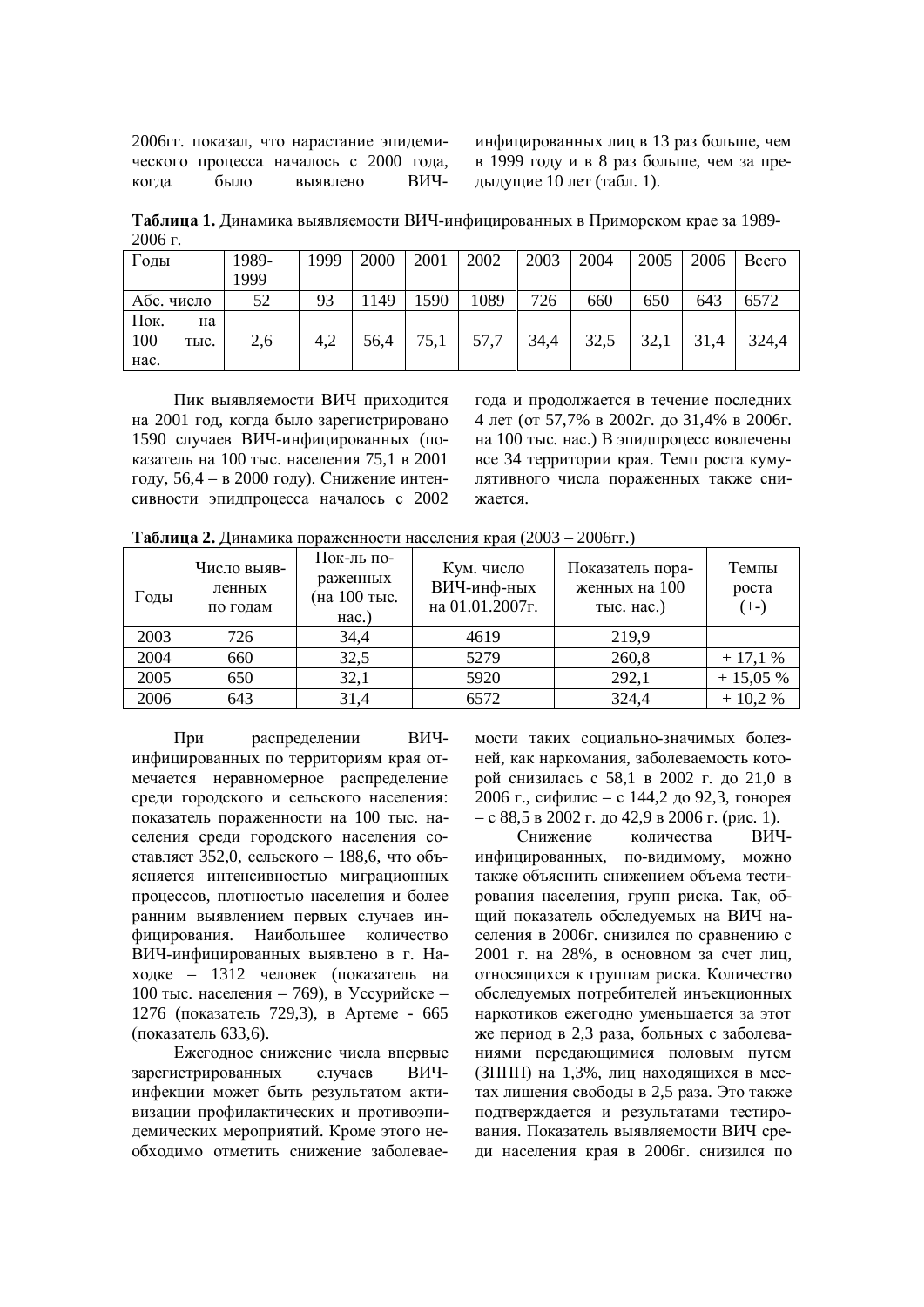2006гг. показал, что нарастание эпидемического процесса началось с 2000 года, когда было выявлено ВИЧ-инфицированных лиц в 13 раз больше, чем в 1999 году и в 8 раз больше, чем за предыдущие 10 лет (табл. 1).

**Таблица 1.** Динамика выявляемости ВИЧ-инфицированных в Приморском крае за 1989-2006 г.

| Годы | 1989-1999 | 1999 | 2000 | 2001 | 2002 | 2003 | 2004 | 2005 | 2006 | Всего |
|---|---|---|---|---|---|---|---|---|---|---|
| Абс. число | 52 | 93 | 1149 | 1590 | 1089 | 726 | 660 | 650 | 643 | 6572 |
| Пок. на 100 тыс. нас. | 2,6 | 4,2 | 56,4 | 75,1 | 57,7 | 34,4 | 32,5 | 32,1 | 31,4 | 324,4 |

Пик выявляемости ВИЧ приходится на 2001 год, когда было зарегистрировано 1590 случаев ВИЧ-инфицированных (показатель на 100 тыс. населения 75,1 в 2001 году, 56,4 – в 2000 году). Снижение интенсивности эпидпроцесса началось с 2002 года и продолжается в течение последних 4 лет (от 57,7% в 2002г. до 31,4% в 2006г. на 100 тыс. нас.) В эпидпроцесс вовлечены все 34 территории края. Темп роста кумулятивного числа пораженных также снижается.

**Таблица 2.** Динамика пораженности населения края (2003 – 2006гг.)

| Годы | Число выявленных по годам | Пок-ль пораженных (на 100 тыс. нас.) | Кум. число ВИЧ-инф-ных на 01.01.2007г. | Показатель пораженных на 100 тыс. нас.) | Темпы роста (+-) |
|---|---|---|---|---|---|
| 2003 | 726 | 34,4 | 4619 | 219,9 | |
| 2004 | 660 | 32,5 | 5279 | 260,8 | + 17,1 % |
| 2005 | 650 | 32,1 | 5920 | 292,1 | + 15,05 % |
| 2006 | 643 | 31,4 | 6572 | 324,4 | + 10,2 % |

При распределении ВИЧ-инфицированных по территориям края отмечается неравномерное распределение среди городского и сельского населения: показатель пораженности на 100 тыс. населения среди городского населения составляет 352,0, сельского – 188,6, что объясняется интенсивностью миграционных процессов, плотностью населения и более ранним выявлением первых случаев инфицирования. Наибольшее количество ВИЧ-инфицированных выявлено в г. Находке – 1312 человек (показатель на 100 тыс. населения – 769), в Уссурийске – 1276 (показатель 729,3), в Артеме - 665 (показатель 633,6).

Ежегодное снижение числа впервые зарегистрированных случаев ВИЧ-инфекции может быть результатом активизации профилактических и противоэпидемических мероприятий. Кроме этого необходимо отметить снижение заболеваемости таких социально-значимых болезней, как наркомания, заболеваемость которой снизилась с 58,1 в 2002 г. до 21,0 в 2006 г., сифилис – с 144,2 до 92,3, гонорея – с 88,5 в 2002 г. до 42,9 в 2006 г. (рис. 1).

Снижение количества ВИЧ-инфицированных, по-видимому, можно также объяснить снижением объема тестирования населения, групп риска. Так, общий показатель обследуемых на ВИЧ населения в 2006г. снизился по сравнению с 2001 г. на 28%, в основном за счет лиц, относящихся к группам риска. Количество обследуемых потребителей инъекционных наркотиков ежегодно уменьшается за этот же период в 2,3 раза, больных с заболеваниями передающимися половым путем (ЗППП) на 1,3%, лиц находящихся в местах лишения свободы в 2,5 раза. Это также подтверждается и результатами тестирования. Показатель выявляемости ВИЧ среди населения края в 2006г. снизился по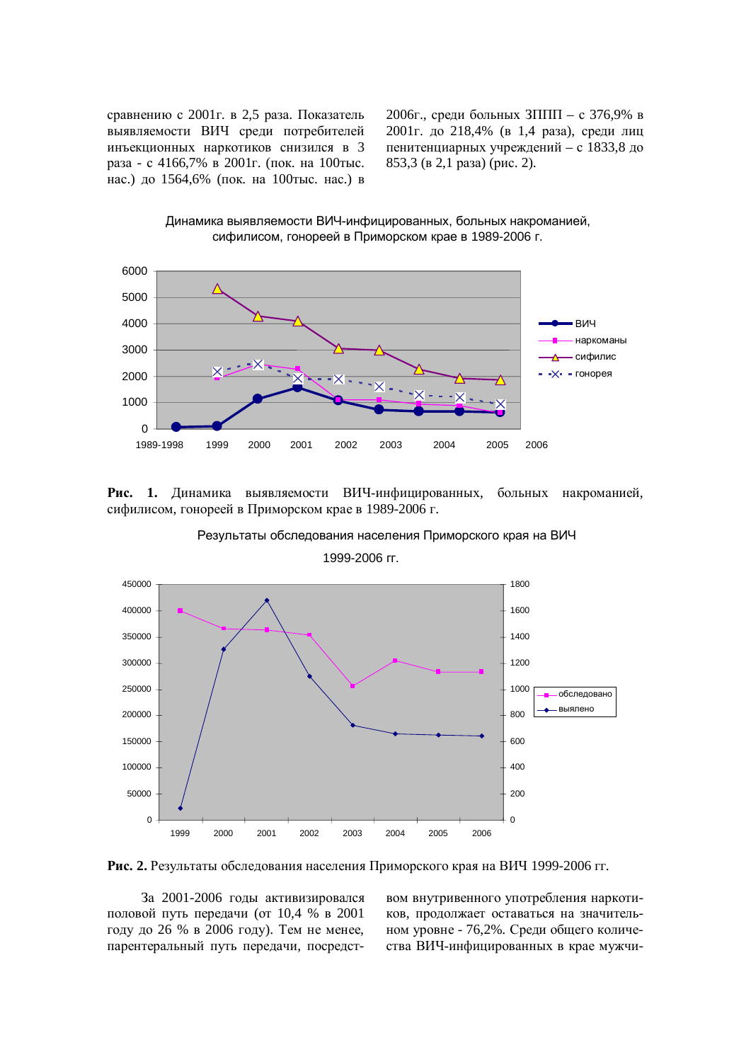сравнению с 2001г. в 2,5 раза. Показатель выявляемости ВИЧ среди потребителей инъекционных наркотиков снизился в 3 раза - с 4166,7% в 2001г. (пок. на 100тыс. нас.) до 1564,6% (пок. на 100тыс. нас.) в 2006г., среди больных ЗППП – с 376,9% в 2001г. до 218,4% (в 1,4 раза), среди лиц пенитенциарных учреждений – с 1833,8 до 853,3 (в 2,1 раза) (рис. 2).

**Рис. 1.** Динамика выявляемости ВИЧ-инфицированных, больных накроманией, сифилисом, гонореей в Приморском крае в 1989-2006 г.

**Рис. 2.** Результаты обследования населения Приморского края на ВИЧ 1999-2006 гг.

За 2001-2006 годы активизировался половой путь передачи (от 10,4 % в 2001 году до 26 % в 2006 году). Тем не менее, парентеральный путь передачи, посредством внутривенного употребления наркотиков, продолжает оставаться на значительном уровне - 76,2%. Среди общего количества ВИЧ-инфицированных в крае мужчи-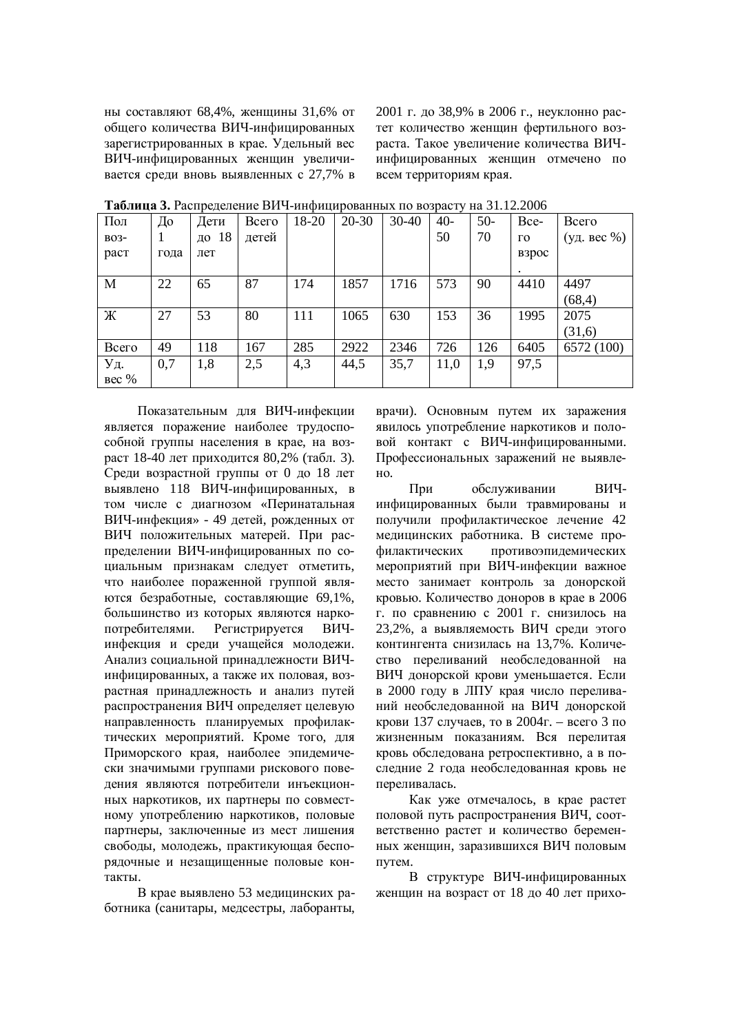ны составляют 68,4%, женщины 31,6% от общего количества ВИЧ-инфицированных зарегистрированных в крае. Удельный вес ВИЧ-инфицированных женщин увеличивается среди вновь выявленных с 27,7% в 2001 г. до 38,9% в 2006 г., неуклонно растет количество женщин фертильного возраста. Такое увеличение количества ВИЧ-инфицированных женщин отмечено по всем территориям края.

**Таблица 3.** Распределение ВИЧ-инфицированных по возрасту на 31.12.2006

| Пол возраст | До 1 года | Дети до 18 лет | Всего детей | 18-20 | 20-30 | 30-40 | 40-50 | 50-70 | Всего взрос. | Всего (уд. вес %) |
|---|---|---|---|---|---|---|---|---|---|---|
| М | 22 | 65 | 87 | 174 | 1857 | 1716 | 573 | 90 | 4410 | 4497 (68,4) |
| Ж | 27 | 53 | 80 | 111 | 1065 | 630 | 153 | 36 | 1995 | 2075 (31,6) |
| Всего | 49 | 118 | 167 | 285 | 2922 | 2346 | 726 | 126 | 6405 | 6572 (100) |
| Уд. вес % | 0,7 | 1,8 | 2,5 | 4,3 | 44,5 | 35,7 | 11,0 | 1,9 | 97,5 | |

Показательным для ВИЧ-инфекции является поражение наиболее трудоспособной группы населения в крае, на возраст 18-40 лет приходится 80,2% (табл. 3). Среди возрастной группы от 0 до 18 лет выявлено 118 ВИЧ-инфицированных, в том числе с диагнозом «Перинатальная ВИЧ-инфекция» - 49 детей, рожденных от ВИЧ положительных матерей. При распределении ВИЧ-инфицированных по социальным признакам следует отметить, что наиболее пораженной группой являются безработные, составляющие 69,1%, большинство из которых являются наркопотребителями. Регистрируется ВИЧ-инфекция и среди учащейся молодежи. Анализ социальной принадлежности ВИЧ-инфицированных, а также их половая, возрастная принадлежность и анализ путей распространения ВИЧ определяет целевую направленность планируемых профилактических мероприятий. Кроме того, для Приморского края, наиболее эпидемически значимыми группами рискового поведения являются потребители инъекционных наркотиков, их партнеры по совместному употреблению наркотиков, половые партнеры, заключенные из мест лишения свободы, молодежь, практикующая беспорядочные и незащищенные половые контакты.

В крае выявлено 53 медицинских работника (санитары, медсестры, лаборанты, врачи). Основным путем их заражения явилось употребление наркотиков и половой контакт с ВИЧ-инфицированными. Профессиональных заражений не выявлено.

При обслуживании ВИЧ-инфицированных были травмированы и получили профилактическое лечение 42 медицинских работника. В системе профилактических противоэпидемических мероприятий при ВИЧ-инфекции важное место занимает контроль за донорской кровью. Количество доноров в крае в 2006 г. по сравнению с 2001 г. снизилось на 23,2%, а выявляемость ВИЧ среди этого контингента снизилась на 13,7%. Количество переливаний необследованной на ВИЧ донорской крови уменьшается. Если в 2000 году в ЛПУ края число переливаний необследованной на ВИЧ донорской крови 137 случаев, то в 2004г. – всего 3 по жизненным показаниям. Вся перелитая кровь обследована ретроспективно, а в последние 2 года необследованная кровь не переливалась.

Как уже отмечалось, в крае растет половой путь распространения ВИЧ, соответственно растет и количество беременных женщин, заразившихся ВИЧ половым путем.

В структуре ВИЧ-инфицированных женщин на возраст от 18 до 40 лет прихо-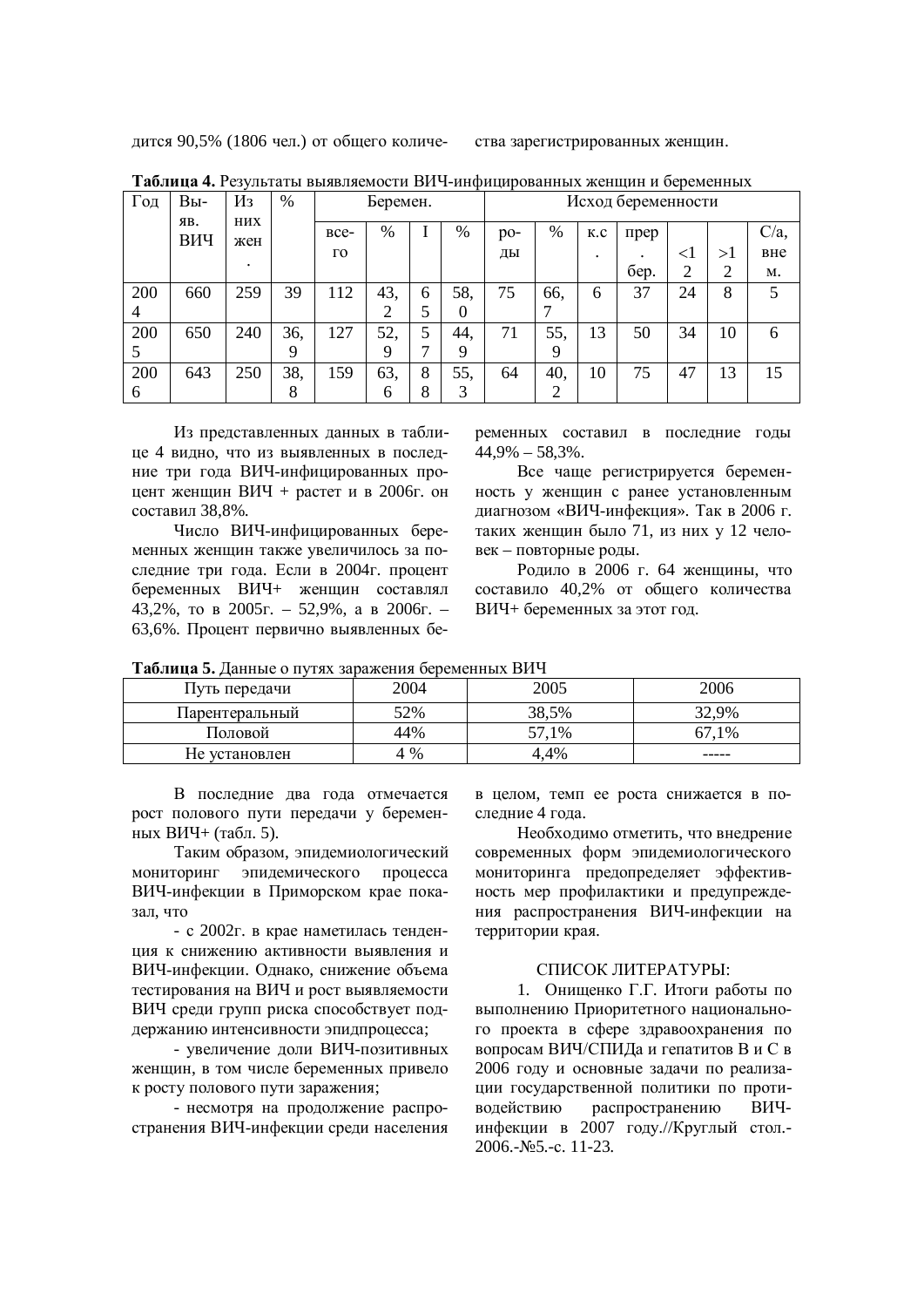дится 90,5% (1806 чел.) от общего количества зарегистрированных женщин.

**Таблица 4.** Результаты выявляемости ВИЧ-инфицированных женщин и беременных

| Год | Выяв. ВИЧ | Из них жен. | % | Беремен. | | | | Исход беременности | | | | | | |
|---|---|---|---|---|---|---|---|---|---|---|---|---|---|---|
| | | | | всего | % | I | % | роды | % | к.с. | прер. бер. | <12 | >12 | С/а, внем. |
| 2004 | 660 | 259 | 39 | 112 | 43,2 | 65 | 58,0 | 75 | 66,7 | 6 | 37 | 24 | 8 | 5 |
| 2005 | 650 | 240 | 36,9 | 127 | 52,9 | 57 | 44,9 | 71 | 55,9 | 13 | 50 | 34 | 10 | 6 |
| 2006 | 643 | 250 | 38,8 | 159 | 63,6 | 88 | 55,3 | 64 | 40,2 | 10 | 75 | 47 | 13 | 15 |

Из представленных данных в таблице 4 видно, что из выявленных в последние три года ВИЧ-инфицированных процент женщин ВИЧ + растет и в 2006г. он составил 38,8%.

Число ВИЧ-инфицированных беременных женщин также увеличилось за последние три года. Если в 2004г. процент беременных ВИЧ+ женщин составлял 43,2%, то в 2005г. – 52,9%, а в 2006г. – 63,6%. Процент первично выявленных беременных составил в последние годы 44,9% – 58,3%.

Все чаще регистрируется беременность у женщин с ранее установленным диагнозом «ВИЧ-инфекция». Так в 2006 г. таких женщин было 71, из них у 12 человек – повторные роды.

Родило в 2006 г. 64 женщины, что составило 40,2% от общего количества ВИЧ+ беременных за этот год.

**Таблица 5.** Данные о путях заражения беременных ВИЧ

| Путь передачи | 2004 | 2005 | 2006 |
|---|---|---|---|
| Парентеральный | 52% | 38,5% | 32,9% |
| Половой | 44% | 57,1% | 67,1% |
| Не установлен | 4 % | 4,4% | ----- |

В последние два года отмечается рост полового пути передачи у беременных ВИЧ+ (табл. 5).

Таким образом, эпидемиологический мониторинг эпидемического процесса ВИЧ-инфекции в Приморском крае показал, что

- с 2002г. в крае наметилась тенденция к снижению активности выявления и ВИЧ-инфекции. Однако, снижение объема тестирования на ВИЧ и рост выявляемости ВИЧ среди групп риска способствует поддержанию интенсивности эпидпроцесса;

- увеличение доли ВИЧ-позитивных женщин, в том числе беременных привело к росту полового пути заражения;

- несмотря на продолжение распространения ВИЧ-инфекции среди населения в целом, темп ее роста снижается в последние 4 года.

Необходимо отметить, что внедрение современных форм эпидемиологического мониторинга предопределяет эффективность мер профилактики и предупреждения распространения ВИЧ-инфекции на территории края.

## СПИСОК ЛИТЕРАТУРЫ:

1. Онищенко Г.Г. Итоги работы по выполнению Приоритетного национального проекта в сфере здравоохранения по вопросам ВИЧ/СПИДа и гепатитов В и С в 2006 году и основные задачи по реализации государственной политики по противодействию распространению ВИЧ-инфекции в 2007 году.//Круглый стол.-2006.-№5.-с. 11-23.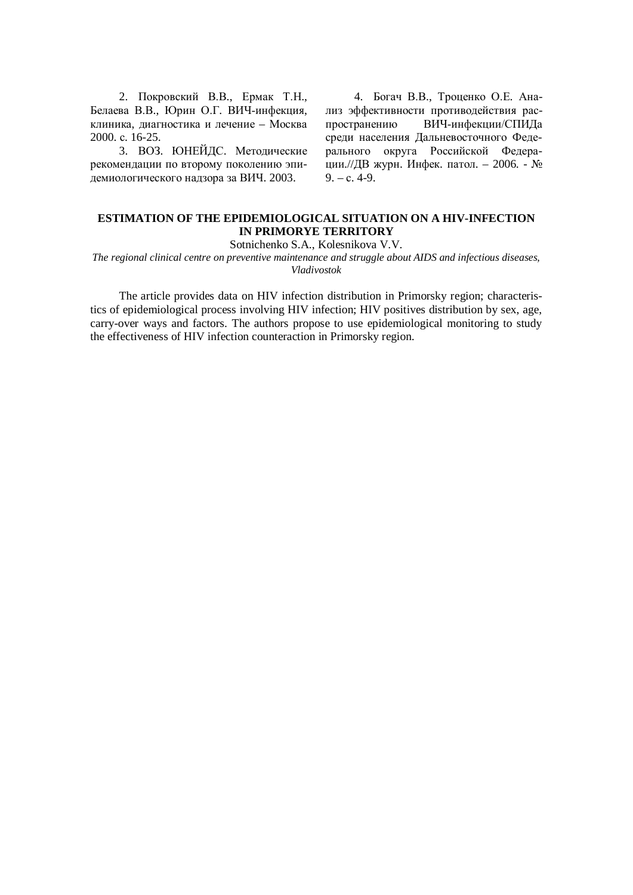2. Покровский В.В., Ермак Т.Н., Белаева В.В., Юрин О.Г. ВИЧ-инфекция, клиника, диагностика и лечение – Москва 2000. с. 16-25.

3. ВОЗ. ЮНЕЙДС. Методические рекомендации по второму поколению эпидемиологического надзора за ВИЧ. 2003.

4. Богач В.В., Троценко О.Е. Анализ эффективности противодействия распространению ВИЧ-инфекции/СПИДа среди населения Дальневосточного Федерального округа Российской Федерации.//ДВ журн. Инфек. патол. – 2006. - № 9. – с. 4-9.

## ESTIMATION OF THE EPIDEMIOLOGICAL SITUATION ON A HIV-INFECTION IN PRIMORYE TERRITORY

Sotnichenko S.A., Kolesnikova V.V.

*The regional clinical centre on preventive maintenance and struggle about AIDS and infectious diseases, Vladivostok*

The article provides data on HIV infection distribution in Primorsky region; characteristics of epidemiological process involving HIV infection; HIV positives distribution by sex, age, carry-over ways and factors. The authors propose to use epidemiological monitoring to study the effectiveness of HIV infection counteraction in Primorsky region.